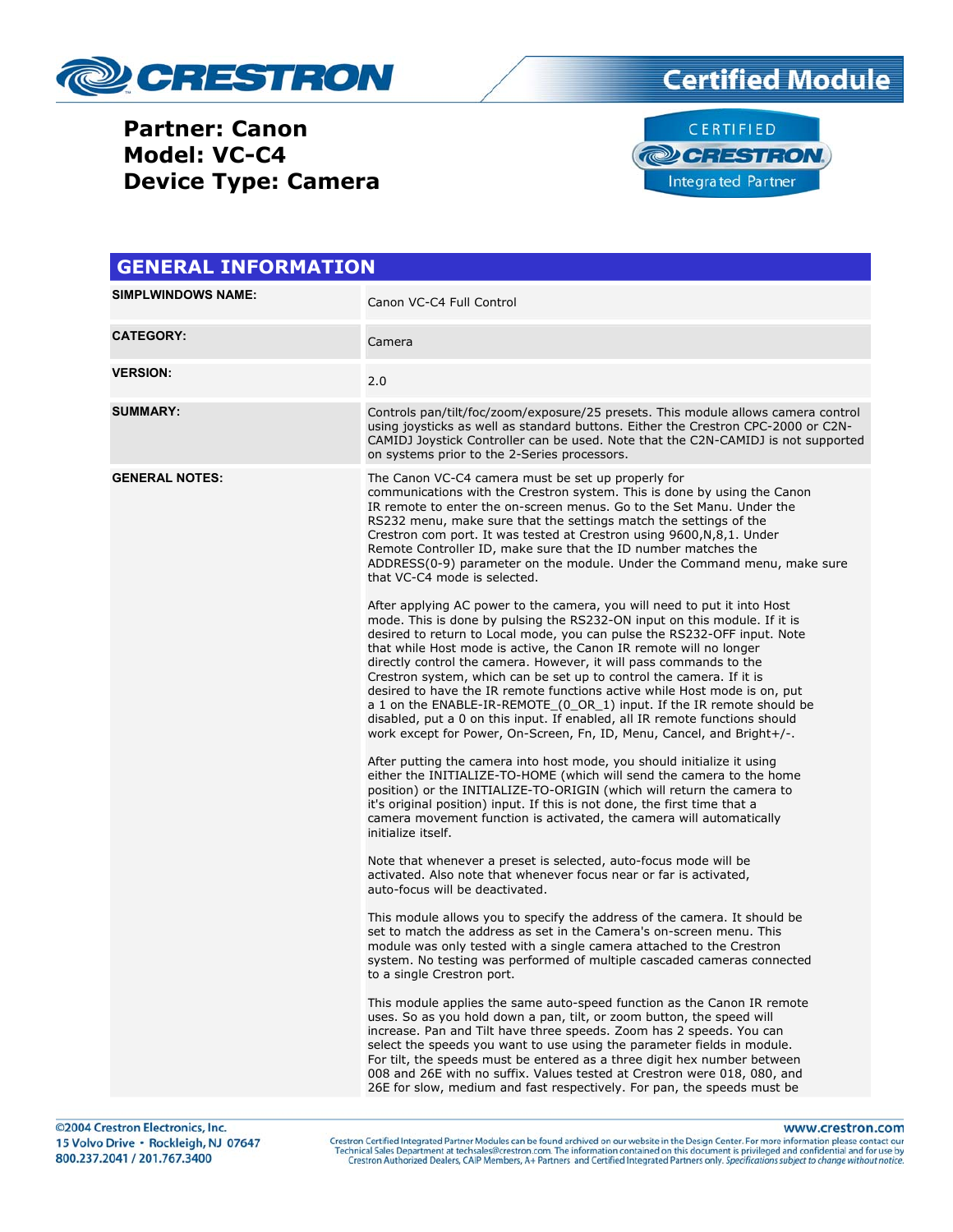# Certified Module

**Partner: Canon**
**Model: VC-C4**
**Device Type: Camera**

## GENERAL INFORMATION

| | |
|---|---|
| **SIMPLWINDOWS NAME:** | Canon VC-C4 Full Control |
| **CATEGORY:** | Camera |
| **VERSION:** | 2.0 |
| **SUMMARY:** | Controls pan/tilt/foc/zoom/exposure/25 presets. This module allows camera control using joysticks as well as standard buttons. Either the Crestron CPC-2000 or C2N-CAMIDJ Joystick Controller can be used. Note that the C2N-CAMIDJ is not supported on systems prior to the 2-Series processors. |
| **GENERAL NOTES:** | The Canon VC-C4 camera must be set up properly for communications with the Crestron system. This is done by using the Canon IR remote to enter the on-screen menus. Go to the Set Manu. Under the RS232 menu, make sure that the settings match the settings of the Crestron com port. It was tested at Crestron using 9600,N,8,1. Under Remote Controller ID, make sure that the ID number matches the ADDRESS(0-9) parameter on the module. Under the Command menu, make sure that VC-C4 mode is selected.<br><br>After applying AC power to the camera, you will need to put it into Host mode. This is done by pulsing the RS232-ON input on this module. If it is desired to return to Local mode, you can pulse the RS232-OFF input. Note that while Host mode is active, the Canon IR remote will no longer directly control the camera. However, it will pass commands to the Crestron system, which can be set up to control the camera. If it is desired to have the IR remote functions active while Host mode is on, put a 1 on the ENABLE-IR-REMOTE_(0_OR_1) input. If the IR remote should be disabled, put a 0 on this input. If enabled, all IR remote functions should work except for Power, On-Screen, Fn, ID, Menu, Cancel, and Bright+/-.<br><br>After putting the camera into host mode, you should initialize it using either the INITIALIZE-TO-HOME (which will send the camera to the home position) or the INITIALIZE-TO-ORIGIN (which will return the camera to it's original position) input. If this is not done, the first time that a camera movement function is activated, the camera will automatically initialize itself.<br><br>Note that whenever a preset is selected, auto-focus mode will be activated. Also note that whenever focus near or far is activated, auto-focus will be deactivated.<br><br>This module allows you to specify the address of the camera. It should be set to match the address as set in the Camera's on-screen menu. This module was only tested with a single camera attached to the Crestron system. No testing was performed of multiple cascaded cameras connected to a single Crestron port.<br><br>This module applies the same auto-speed function as the Canon IR remote uses. So as you hold down a pan, tilt, or zoom button, the speed will increase. Pan and Tilt have three speeds. Zoom has 2 speeds. You can select the speeds you want to use using the parameter fields in module. For tilt, the speeds must be entered as a three digit hex number between 008 and 26E with no suffix. Values tested at Crestron were 018, 080, and 26E for slow, medium and fast respectively. For pan, the speeds must be |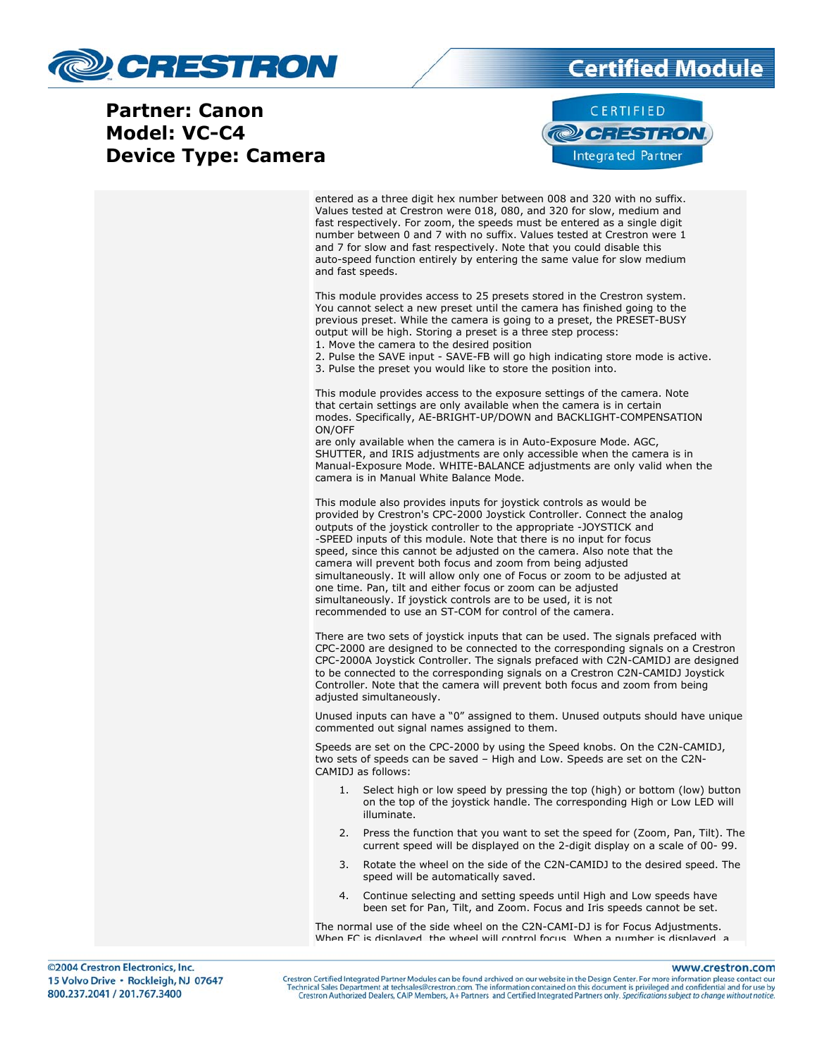entered as a three digit hex number between 008 and 320 with no suffix. Values tested at Crestron were 018, 080, and 320 for slow, medium and fast respectively. For zoom, the speeds must be entered as a single digit number between 0 and 7 with no suffix. Values tested at Crestron were 1 and 7 for slow and fast respectively. Note that you could disable this auto-speed function entirely by entering the same value for slow medium and fast speeds.

This module provides access to 25 presets stored in the Crestron system. You cannot select a new preset until the camera has finished going to the previous preset. While the camera is going to a preset, the PRESET-BUSY output will be high. Storing a preset is a three step process:
1. Move the camera to the desired position
2. Pulse the SAVE input - SAVE-FB will go high indicating store mode is active.
3. Pulse the preset you would like to store the position into.

This module provides access to the exposure settings of the camera. Note that certain settings are only available when the camera is in certain modes. Specifically, AE-BRIGHT-UP/DOWN and BACKLIGHT-COMPENSATION ON/OFF
are only available when the camera is in Auto-Exposure Mode. AGC, SHUTTER, and IRIS adjustments are only accessible when the camera is in Manual-Exposure Mode. WHITE-BALANCE adjustments are only valid when the camera is in Manual White Balance Mode.

This module also provides inputs for joystick controls as would be provided by Crestron's CPC-2000 Joystick Controller. Connect the analog outputs of the joystick controller to the appropriate -JOYSTICK and -SPEED inputs of this module. Note that there is no input for focus speed, since this cannot be adjusted on the camera. Also note that the camera will prevent both focus and zoom from being adjusted simultaneously. It will allow only one of Focus or zoom to be adjusted at one time. Pan, tilt and either focus or zoom can be adjusted simultaneously. If joystick controls are to be used, it is not recommended to use an ST-COM for control of the camera.

There are two sets of joystick inputs that can be used. The signals prefaced with CPC-2000 are designed to be connected to the corresponding signals on a Crestron CPC-2000A Joystick Controller. The signals prefaced with C2N-CAMIDJ are designed to be connected to the corresponding signals on a Crestron C2N-CAMIDJ Joystick Controller. Note that the camera will prevent both focus and zoom from being adjusted simultaneously.

Unused inputs can have a “0” assigned to them. Unused outputs should have unique commented out signal names assigned to them.

Speeds are set on the CPC-2000 by using the Speed knobs. On the C2N-CAMIDJ, two sets of speeds can be saved – High and Low. Speeds are set on the C2N-CAMIDJ as follows:

1. Select high or low speed by pressing the top (high) or bottom (low) button on the top of the joystick handle. The corresponding High or Low LED will illuminate.
2. Press the function that you want to set the speed for (Zoom, Pan, Tilt). The current speed will be displayed on the 2-digit display on a scale of 00- 99.
3. Rotate the wheel on the side of the C2N-CAMIDJ to the desired speed. The speed will be automatically saved.
4. Continue selecting and setting speeds until High and Low speeds have been set for Pan, Tilt, and Zoom. Focus and Iris speeds cannot be set.

The normal use of the side wheel on the C2N-CAMI-DJ is for Focus Adjustments. When FC is displayed, the wheel will control focus. When a number is displayed, a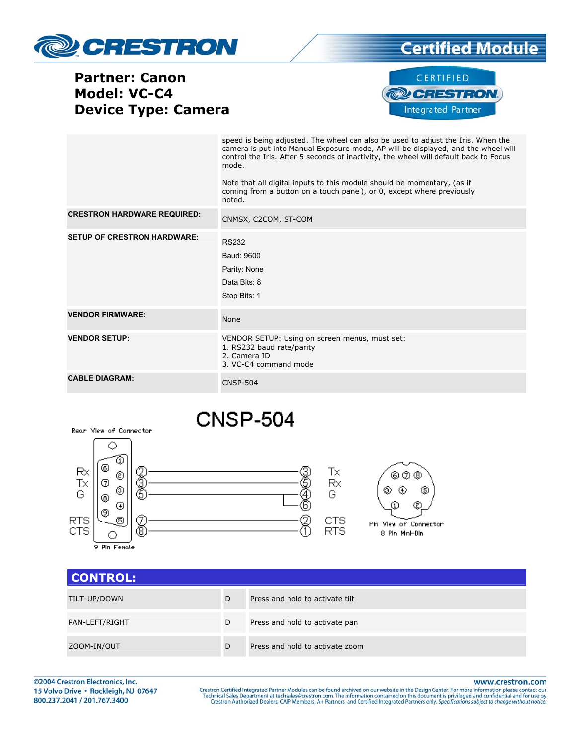**Partner: Canon**
**Model: VC-C4**
**Device Type: Camera**

| | |
|---|---|
| | speed is being adjusted. The wheel can also be used to adjust the Iris. When the camera is put into Manual Exposure mode, AP will be displayed, and the wheel will control the Iris. After 5 seconds of inactivity, the wheel will default back to Focus mode.<br><br>Note that all digital inputs to this module should be momentary, (as if coming from a button on a touch panel), or 0, except where previously noted. |
| **CRESTRON HARDWARE REQUIRED:** | CNMSX, C2COM, ST-COM |
| **SETUP OF CRESTRON HARDWARE:** | RS232<br>Baud: 9600<br>Parity: None<br>Data Bits: 8<br>Stop Bits: 1 |
| **VENDOR FIRMWARE:** | None |
| **VENDOR SETUP:** | VENDOR SETUP: Using on screen menus, must set:<br>1. RS232 baud rate/parity<br>2. Camera ID<br>3. VC-C4 command mode |
| **CABLE DIAGRAM:** | CNSP-504 |

## CNSP-504

Rear View of Connector — 9 Pin Female

Pin View of Connector — 8 Pin Mini-Din

| 9 Pin Female | Pin | | 8 Pin Mini-Din Pin | |
|---|---|---|---|---|
| Rx | 2 | → | 3 | Tx |
| Tx | 3 | → | 5 | Rx |
| G | 5 | → | 4, 6 | G |
| RTS | 7 | → | 2 | CTS |
| CTS | 8 | → | 1 | RTS |

## CONTROL:

| | | |
|---|---|---|
| TILT-UP/DOWN | D | Press and hold to activate tilt |
| PAN-LEFT/RIGHT | D | Press and hold to activate pan |
| ZOOM-IN/OUT | D | Press and hold to activate zoom |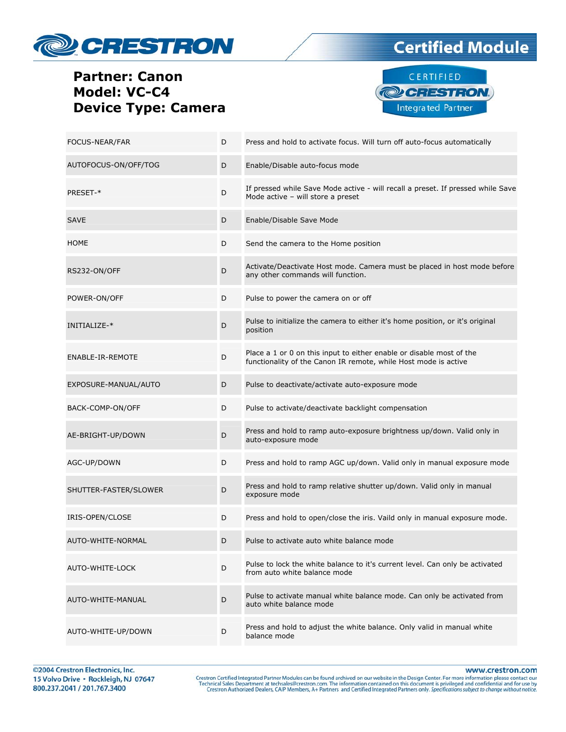**Partner: Canon**
**Model: VC-C4**
**Device Type: Camera**

| | | |
|---|---|---|
| FOCUS-NEAR/FAR | D | Press and hold to activate focus. Will turn off auto-focus automatically |
| AUTOFOCUS-ON/OFF/TOG | D | Enable/Disable auto-focus mode |
| PRESET-* | D | If pressed while Save Mode active - will recall a preset. If pressed while Save Mode active – will store a preset |
| SAVE | D | Enable/Disable Save Mode |
| HOME | D | Send the camera to the Home position |
| RS232-ON/OFF | D | Activate/Deactivate Host mode. Camera must be placed in host mode before any other commands will function. |
| POWER-ON/OFF | D | Pulse to power the camera on or off |
| INITIALIZE-* | D | Pulse to initialize the camera to either it's home position, or it's original position |
| ENABLE-IR-REMOTE | D | Place a 1 or 0 on this input to either enable or disable most of the functionality of the Canon IR remote, while Host mode is active |
| EXPOSURE-MANUAL/AUTO | D | Pulse to deactivate/activate auto-exposure mode |
| BACK-COMP-ON/OFF | D | Pulse to activate/deactivate backlight compensation |
| AE-BRIGHT-UP/DOWN | D | Press and hold to ramp auto-exposure brightness up/down. Valid only in auto-exposure mode |
| AGC-UP/DOWN | D | Press and hold to ramp AGC up/down. Valid only in manual exposure mode |
| SHUTTER-FASTER/SLOWER | D | Press and hold to ramp relative shutter up/down. Valid only in manual exposure mode |
| IRIS-OPEN/CLOSE | D | Press and hold to open/close the iris. Vaild only in manual exposure mode. |
| AUTO-WHITE-NORMAL | D | Pulse to activate auto white balance mode |
| AUTO-WHITE-LOCK | D | Pulse to lock the white balance to it's current level. Can only be activated from auto white balance mode |
| AUTO-WHITE-MANUAL | D | Pulse to activate manual white balance mode. Can only be activated from auto white balance mode |
| AUTO-WHITE-UP/DOWN | D | Press and hold to adjust the white balance. Only valid in manual white balance mode |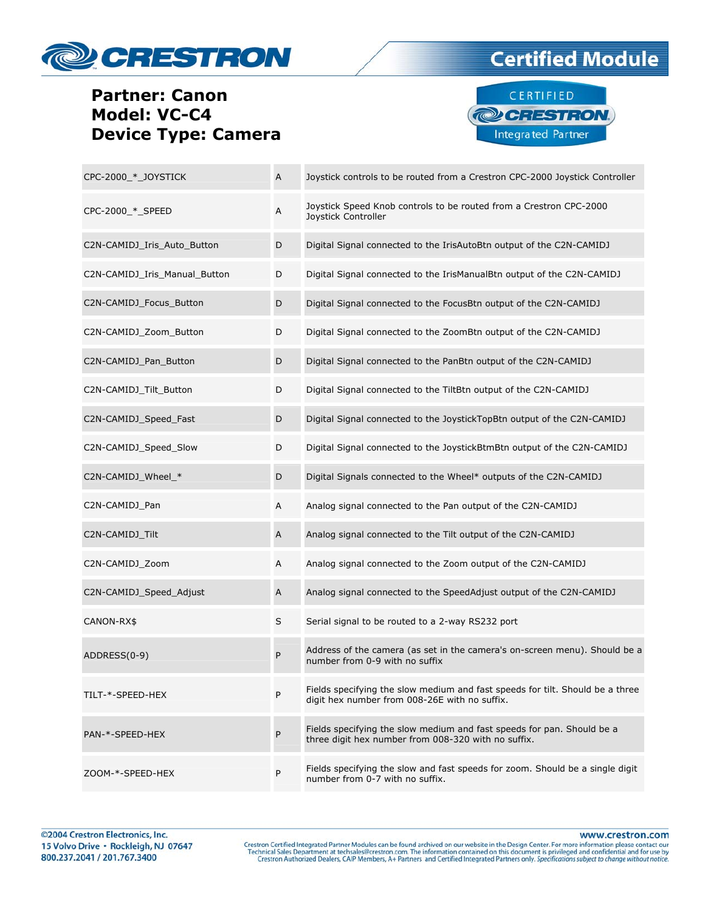**Partner: Canon**
**Model: VC-C4**
**Device Type: Camera**

| | | |
|---|---|---|
| CPC-2000_*_JOYSTICK | A | Joystick controls to be routed from a Crestron CPC-2000 Joystick Controller |
| CPC-2000_*_SPEED | A | Joystick Speed Knob controls to be routed from a Crestron CPC-2000 Joystick Controller |
| C2N-CAMIDJ_Iris_Auto_Button | D | Digital Signal connected to the IrisAutoBtn output of the C2N-CAMIDJ |
| C2N-CAMIDJ_Iris_Manual_Button | D | Digital Signal connected to the IrisManualBtn output of the C2N-CAMIDJ |
| C2N-CAMIDJ_Focus_Button | D | Digital Signal connected to the FocusBtn output of the C2N-CAMIDJ |
| C2N-CAMIDJ_Zoom_Button | D | Digital Signal connected to the ZoomBtn output of the C2N-CAMIDJ |
| C2N-CAMIDJ_Pan_Button | D | Digital Signal connected to the PanBtn output of the C2N-CAMIDJ |
| C2N-CAMIDJ_Tilt_Button | D | Digital Signal connected to the TiltBtn output of the C2N-CAMIDJ |
| C2N-CAMIDJ_Speed_Fast | D | Digital Signal connected to the JoystickTopBtn output of the C2N-CAMIDJ |
| C2N-CAMIDJ_Speed_Slow | D | Digital Signal connected to the JoystickBtmBtn output of the C2N-CAMIDJ |
| C2N-CAMIDJ_Wheel_* | D | Digital Signals connected to the Wheel* outputs of the C2N-CAMIDJ |
| C2N-CAMIDJ_Pan | A | Analog signal connected to the Pan output of the C2N-CAMIDJ |
| C2N-CAMIDJ_Tilt | A | Analog signal connected to the Tilt output of the C2N-CAMIDJ |
| C2N-CAMIDJ_Zoom | A | Analog signal connected to the Zoom output of the C2N-CAMIDJ |
| C2N-CAMIDJ_Speed_Adjust | A | Analog signal connected to the SpeedAdjust output of the C2N-CAMIDJ |
| CANON-RX$ | S | Serial signal to be routed to a 2-way RS232 port |
| ADDRESS(0-9) | P | Address of the camera (as set in the camera's on-screen menu). Should be a number from 0-9 with no suffix |
| TILT-*-SPEED-HEX | P | Fields specifying the slow medium and fast speeds for tilt. Should be a three digit hex number from 008-26E with no suffix. |
| PAN-*-SPEED-HEX | P | Fields specifying the slow medium and fast speeds for pan. Should be a three digit hex number from 008-320 with no suffix. |
| ZOOM-*-SPEED-HEX | P | Fields specifying the slow and fast speeds for zoom. Should be a single digit number from 0-7 with no suffix. |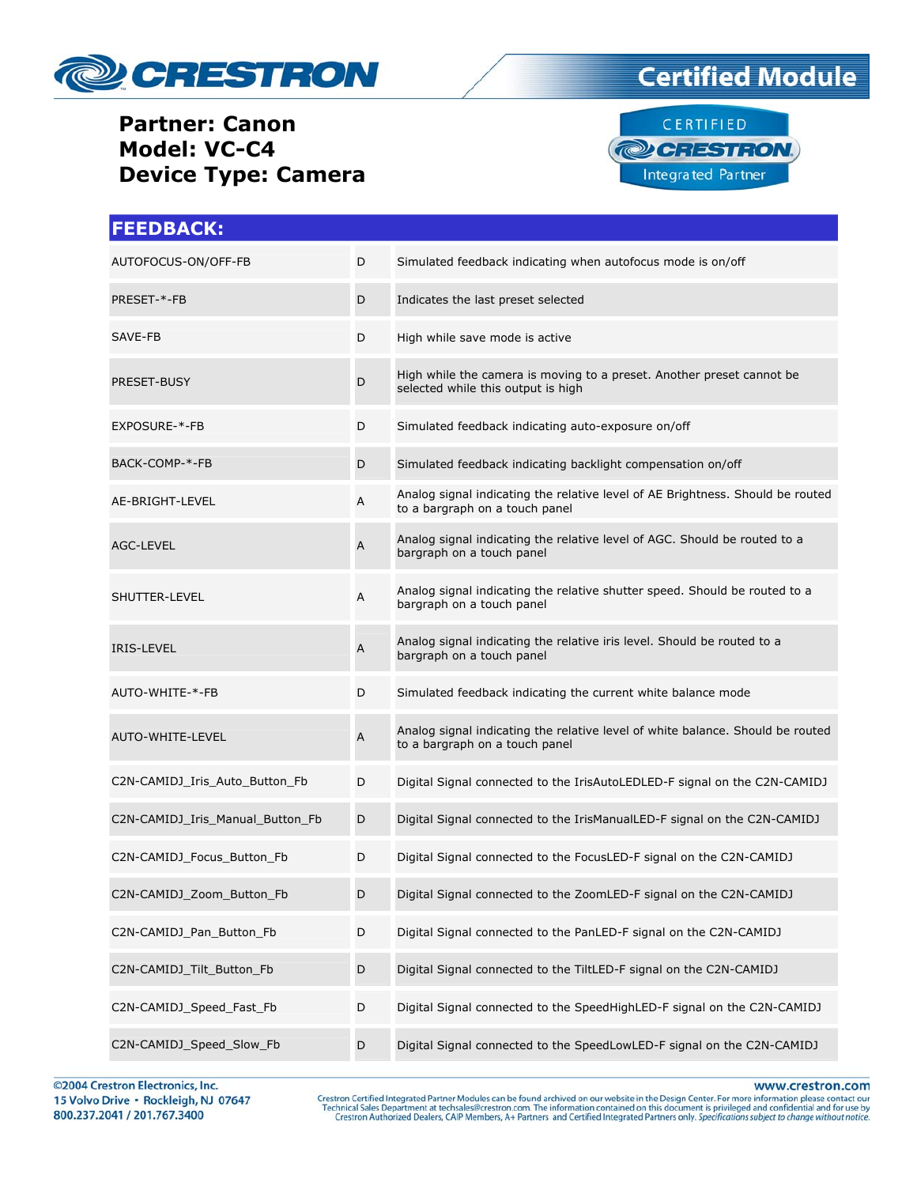**Partner: Canon**
**Model: VC-C4**
**Device Type: Camera**

## FEEDBACK:

| | | |
|---|---|---|
| AUTOFOCUS-ON/OFF-FB | D | Simulated feedback indicating when autofocus mode is on/off |
| PRESET-*-FB | D | Indicates the last preset selected |
| SAVE-FB | D | High while save mode is active |
| PRESET-BUSY | D | High while the camera is moving to a preset. Another preset cannot be selected while this output is high |
| EXPOSURE-*-FB | D | Simulated feedback indicating auto-exposure on/off |
| BACK-COMP-*-FB | D | Simulated feedback indicating backlight compensation on/off |
| AE-BRIGHT-LEVEL | A | Analog signal indicating the relative level of AE Brightness. Should be routed to a bargraph on a touch panel |
| AGC-LEVEL | A | Analog signal indicating the relative level of AGC. Should be routed to a bargraph on a touch panel |
| SHUTTER-LEVEL | A | Analog signal indicating the relative shutter speed. Should be routed to a bargraph on a touch panel |
| IRIS-LEVEL | A | Analog signal indicating the relative iris level. Should be routed to a bargraph on a touch panel |
| AUTO-WHITE-*-FB | D | Simulated feedback indicating the current white balance mode |
| AUTO-WHITE-LEVEL | A | Analog signal indicating the relative level of white balance. Should be routed to a bargraph on a touch panel |
| C2N-CAMIDJ_Iris_Auto_Button_Fb | D | Digital Signal connected to the IrisAutoLEDLED-F signal on the C2N-CAMIDJ |
| C2N-CAMIDJ_Iris_Manual_Button_Fb | D | Digital Signal connected to the IrisManualLED-F signal on the C2N-CAMIDJ |
| C2N-CAMIDJ_Focus_Button_Fb | D | Digital Signal connected to the FocusLED-F signal on the C2N-CAMIDJ |
| C2N-CAMIDJ_Zoom_Button_Fb | D | Digital Signal connected to the ZoomLED-F signal on the C2N-CAMIDJ |
| C2N-CAMIDJ_Pan_Button_Fb | D | Digital Signal connected to the PanLED-F signal on the C2N-CAMIDJ |
| C2N-CAMIDJ_Tilt_Button_Fb | D | Digital Signal connected to the TiltLED-F signal on the C2N-CAMIDJ |
| C2N-CAMIDJ_Speed_Fast_Fb | D | Digital Signal connected to the SpeedHighLED-F signal on the C2N-CAMIDJ |
| C2N-CAMIDJ_Speed_Slow_Fb | D | Digital Signal connected to the SpeedLowLED-F signal on the C2N-CAMIDJ |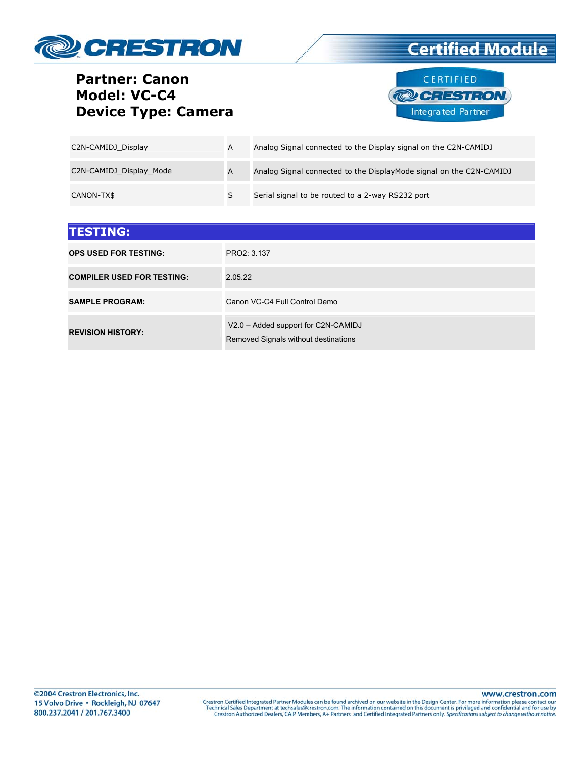**Partner: Canon**
**Model: VC-C4**
**Device Type: Camera**

| | | |
|---|---|---|
| C2N-CAMIDJ_Display | A | Analog Signal connected to the Display signal on the C2N-CAMIDJ |
| C2N-CAMIDJ_Display_Mode | A | Analog Signal connected to the DisplayMode signal on the C2N-CAMIDJ |
| CANON-TX$ | S | Serial signal to be routed to a 2-way RS232 port |

## TESTING:

| | |
|---|---|
| **OPS USED FOR TESTING:** | PRO2: 3.137 |
| **COMPILER USED FOR TESTING:** | 2.05.22 |
| **SAMPLE PROGRAM:** | Canon VC-C4 Full Control Demo |
| **REVISION HISTORY:** | V2.0 – Added support for C2N-CAMIDJ<br>Removed Signals without destinations |